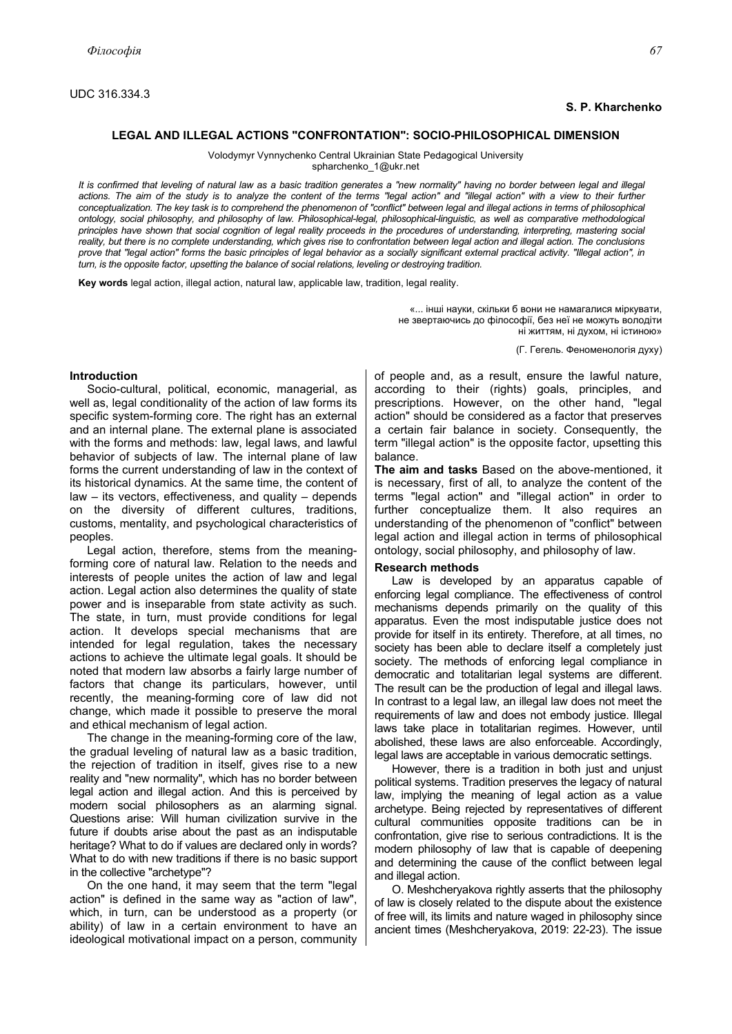UDC 316.334.3

**S. P. Kharchenko**

## LEGAL AND ILLEGAL ACTIONS "CONFRONTATION": SOCIO-PHILOSOPHICAL DIMENSION

Volodymyr Vynnychenko Central Ukrainian State Pedagogical University
spharchenko_1@ukr.net

*It is confirmed that leveling of natural law as a basic tradition generates a "new normality" having no border between legal and illegal actions. The aim of the study is to analyze the content of the terms "legal action" and "illegal action" with a view to their further conceptualization. The key task is to comprehend the phenomenon of "conflict" between legal and illegal actions in terms of philosophical ontology, social philosophy, and philosophy of law. Philosophical-legal, philosophical-linguistic, as well as comparative methodological principles have shown that social cognition of legal reality proceeds in the procedures of understanding, interpreting, mastering social reality, but there is no complete understanding, which gives rise to confrontation between legal action and illegal action. The conclusions prove that "legal action" forms the basic principles of legal behavior as a socially significant external practical activity. "Illegal action", in turn, is the opposite factor, upsetting the balance of social relations, leveling or destroying tradition.*

**Key words** legal action, illegal action, natural law, applicable law, tradition, legal reality.

> «... інші науки, скільки б вони не намагалися міркувати, не звертаючись до філософії, без неї не можуть володіти ні життям, ні духом, ні істиною»
>
> (Г. Гегель. Феноменологія духу)

### Introduction

Socio-cultural, political, economic, managerial, as well as, legal conditionality of the action of law forms its specific system-forming core. The right has an external and an internal plane. The external plane is associated with the forms and methods: law, legal laws, and lawful behavior of subjects of law. The internal plane of law forms the current understanding of law in the context of its historical dynamics. At the same time, the content of law – its vectors, effectiveness, and quality – depends on the diversity of different cultures, traditions, customs, mentality, and psychological characteristics of peoples.

Legal action, therefore, stems from the meaning-forming core of natural law. Relation to the needs and interests of people unites the action of law and legal action. Legal action also determines the quality of state power and is inseparable from state activity as such. The state, in turn, must provide conditions for legal action. It develops special mechanisms that are intended for legal regulation, takes the necessary actions to achieve the ultimate legal goals. It should be noted that modern law absorbs a fairly large number of factors that change its particulars, however, until recently, the meaning-forming core of law did not change, which made it possible to preserve the moral and ethical mechanism of legal action.

The change in the meaning-forming core of the law, the gradual leveling of natural law as a basic tradition, the rejection of tradition in itself, gives rise to a new reality and "new normality", which has no border between legal action and illegal action. And this is perceived by modern social philosophers as an alarming signal. Questions arise: Will human civilization survive in the future if doubts arise about the past as an indisputable heritage? What to do if values are declared only in words? What to do with new traditions if there is no basic support in the collective "archetype"?

On the one hand, it may seem that the term "legal action" is defined in the same way as "action of law", which, in turn, can be understood as a property (or ability) of law in a certain environment to have an ideological motivational impact on a person, community of people and, as a result, ensure the lawful nature, according to their (rights) goals, principles, and prescriptions. However, on the other hand, "legal action" should be considered as a factor that preserves a certain fair balance in society. Consequently, the term "illegal action" is the opposite factor, upsetting this balance.

**The aim and tasks** Based on the above-mentioned, it is necessary, first of all, to analyze the content of the terms "legal action" and "illegal action" in order to further conceptualize them. It also requires an understanding of the phenomenon of "conflict" between legal action and illegal action in terms of philosophical ontology, social philosophy, and philosophy of law.

### Research methods

Law is developed by an apparatus capable of enforcing legal compliance. The effectiveness of control mechanisms depends primarily on the quality of this apparatus. Even the most indisputable justice does not provide for itself in its entirety. Therefore, at all times, no society has been able to declare itself a completely just society. The methods of enforcing legal compliance in democratic and totalitarian legal systems are different. The result can be the production of legal and illegal laws. In contrast to a legal law, an illegal law does not meet the requirements of law and does not embody justice. Illegal laws take place in totalitarian regimes. However, until abolished, these laws are also enforceable. Accordingly, legal laws are acceptable in various democratic settings.

However, there is a tradition in both just and unjust political systems. Tradition preserves the legacy of natural law, implying the meaning of legal action as a value archetype. Being rejected by representatives of different cultural communities opposite traditions can be in confrontation, give rise to serious contradictions. It is the modern philosophy of law that is capable of deepening and determining the cause of the conflict between legal and illegal action.

O. Meshcheryakova rightly asserts that the philosophy of law is closely related to the dispute about the existence of free will, its limits and nature waged in philosophy since ancient times (Meshcheryakova, 2019: 22-23). The issue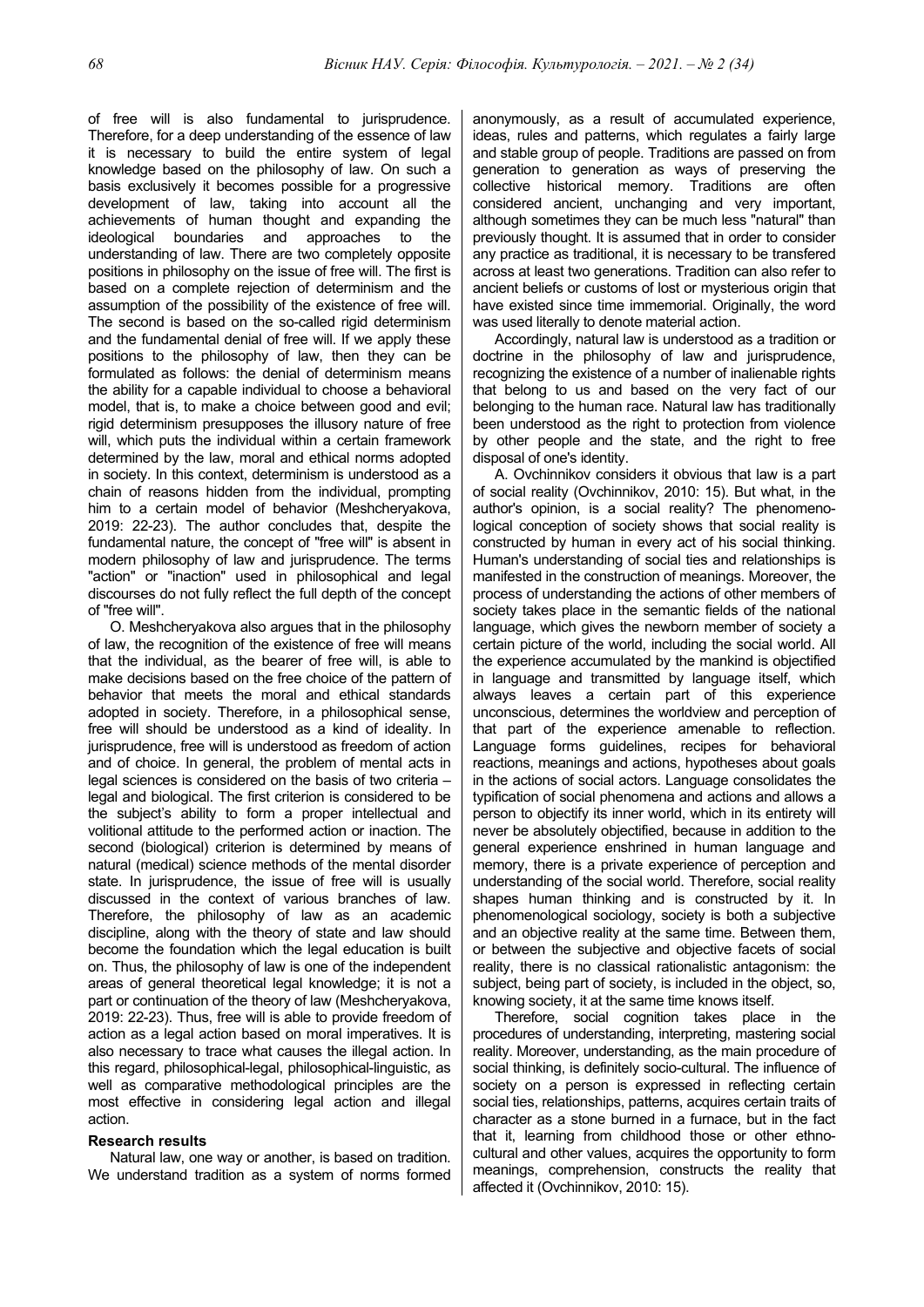of free will is also fundamental to jurisprudence. Therefore, for a deep understanding of the essence of law it is necessary to build the entire system of legal knowledge based on the philosophy of law. On such a basis exclusively it becomes possible for a progressive development of law, taking into account all the achievements of human thought and expanding the ideological boundaries and approaches to the understanding of law. There are two completely opposite positions in philosophy on the issue of free will. The first is based on a complete rejection of determinism and the assumption of the possibility of the existence of free will. The second is based on the so-called rigid determinism and the fundamental denial of free will. If we apply these positions to the philosophy of law, then they can be formulated as follows: the denial of determinism means the ability for a capable individual to choose a behavioral model, that is, to make a choice between good and evil; rigid determinism presupposes the illusory nature of free will, which puts the individual within a certain framework determined by the law, moral and ethical norms adopted in society. In this context, determinism is understood as a chain of reasons hidden from the individual, prompting him to a certain model of behavior (Meshcheryakova, 2019: 22-23). The author concludes that, despite the fundamental nature, the concept of "free will" is absent in modern philosophy of law and jurisprudence. The terms "action" or "inaction" used in philosophical and legal discourses do not fully reflect the full depth of the concept of "free will".

O. Meshcheryakova also argues that in the philosophy of law, the recognition of the existence of free will means that the individual, as the bearer of free will, is able to make decisions based on the free choice of the pattern of behavior that meets the moral and ethical standards adopted in society. Therefore, in a philosophical sense, free will should be understood as a kind of ideality. In jurisprudence, free will is understood as freedom of action and of choice. In general, the problem of mental acts in legal sciences is considered on the basis of two criteria – legal and biological. The first criterion is considered to be the subject's ability to form a proper intellectual and volitional attitude to the performed action or inaction. The second (biological) criterion is determined by means of natural (medical) science methods of the mental disorder state. In jurisprudence, the issue of free will is usually discussed in the context of various branches of law. Therefore, the philosophy of law as an academic discipline, along with the theory of state and law should become the foundation which the legal education is built on. Thus, the philosophy of law is one of the independent areas of general theoretical legal knowledge; it is not a part or continuation of the theory of law (Meshcheryakova, 2019: 22-23). Thus, free will is able to provide freedom of action as a legal action based on moral imperatives. It is also necessary to trace what causes the illegal action. In this regard, philosophical-legal, philosophical-linguistic, as well as comparative methodological principles are the most effective in considering legal action and illegal action.

### Research results

Natural law, one way or another, is based on tradition. We understand tradition as a system of norms formed anonymously, as a result of accumulated experience, ideas, rules and patterns, which regulates a fairly large and stable group of people. Traditions are passed on from generation to generation as ways of preserving the collective historical memory. Traditions are often considered ancient, unchanging and very important, although sometimes they can be much less "natural" than previously thought. It is assumed that in order to consider any practice as traditional, it is necessary to be transfered across at least two generations. Tradition can also refer to ancient beliefs or customs of lost or mysterious origin that have existed since time immemorial. Originally, the word was used literally to denote material action.

Accordingly, natural law is understood as a tradition or doctrine in the philosophy of law and jurisprudence, recognizing the existence of a number of inalienable rights that belong to us and based on the very fact of our belonging to the human race. Natural law has traditionally been understood as the right to protection from violence by other people and the state, and the right to free disposal of one's identity.

A. Ovchinnikov considers it obvious that law is a part of social reality (Ovchinnikov, 2010: 15). But what, in the author's opinion, is a social reality? The phenomenological conception of society shows that social reality is constructed by human in every act of his social thinking. Human's understanding of social ties and relationships is manifested in the construction of meanings. Moreover, the process of understanding the actions of other members of society takes place in the semantic fields of the national language, which gives the newborn member of society a certain picture of the world, including the social world. All the experience accumulated by the mankind is objectified in language and transmitted by language itself, which always leaves a certain part of this experience unconscious, determines the worldview and perception of that part of the experience amenable to reflection. Language forms guidelines, recipes for behavioral reactions, meanings and actions, hypotheses about goals in the actions of social actors. Language consolidates the typification of social phenomena and actions and allows a person to objectify its inner world, which in its entirety will never be absolutely objectified, because in addition to the general experience enshrined in human language and memory, there is a private experience of perception and understanding of the social world. Therefore, social reality shapes human thinking and is constructed by it. In phenomenological sociology, society is both a subjective and an objective reality at the same time. Between them, or between the subjective and objective facets of social reality, there is no classical rationalistic antagonism: the subject, being part of society, is included in the object, so, knowing society, it at the same time knows itself.

Therefore, social cognition takes place in the procedures of understanding, interpreting, mastering social reality. Moreover, understanding, as the main procedure of social thinking, is definitely socio-cultural. The influence of society on a person is expressed in reflecting certain social ties, relationships, patterns, acquires certain traits of character as a stone burned in a furnace, but in the fact that it, learning from childhood those or other ethno-cultural and other values, acquires the opportunity to form meanings, comprehension, constructs the reality that affected it (Ovchinnikov, 2010: 15).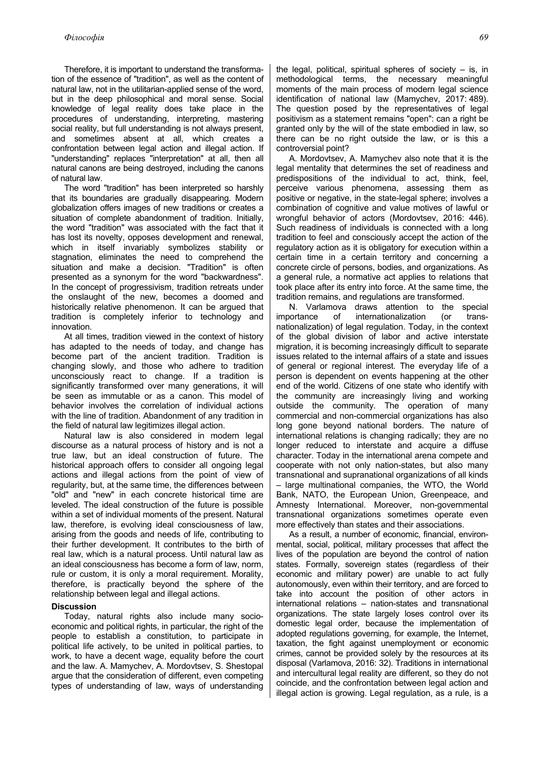Therefore, it is important to understand the transformation of the essence of "tradition", as well as the content of natural law, not in the utilitarian-applied sense of the word, but in the deep philosophical and moral sense. Social knowledge of legal reality does take place in the procedures of understanding, interpreting, mastering social reality, but full understanding is not always present, and sometimes absent at all, which creates a confrontation between legal action and illegal action. If "understanding" replaces "interpretation" at all, then all natural canons are being destroyed, including the canons of natural law.

The word "tradition" has been interpreted so harshly that its boundaries are gradually disappearing. Modern globalization offers images of new traditions or creates a situation of complete abandonment of tradition. Initially, the word "tradition" was associated with the fact that it has lost its novelty, opposes development and renewal, which in itself invariably symbolizes stability or stagnation, eliminates the need to comprehend the situation and make a decision. "Tradition" is often presented as a synonym for the word "backwardness". In the concept of progressivism, tradition retreats under the onslaught of the new, becomes a doomed and historically relative phenomenon. It can be argued that tradition is completely inferior to technology and innovation.

At all times, tradition viewed in the context of history has adapted to the needs of today, and change has become part of the ancient tradition. Tradition is changing slowly, and those who adhere to tradition unconsciously react to change. If a tradition is significantly transformed over many generations, it will be seen as immutable or as a canon. This model of behavior involves the correlation of individual actions with the line of tradition. Abandonment of any tradition in the field of natural law legitimizes illegal action.

Natural law is also considered in modern legal discourse as a natural process of history and is not a true law, but an ideal construction of future. The historical approach offers to consider all ongoing legal actions and illegal actions from the point of view of regularity, but, at the same time, the differences between "old" and "new" in each concrete historical time are leveled. The ideal construction of the future is possible within a set of individual moments of the present. Natural law, therefore, is evolving ideal consciousness of law, arising from the goods and needs of life, contributing to their further development. It contributes to the birth of real law, which is a natural process. Until natural law as an ideal consciousness has become a form of law, norm, rule or custom, it is only a moral requirement. Morality, therefore, is practically beyond the sphere of the relationship between legal and illegal actions.

**Discussion**

Today, natural rights also include many socio-economic and political rights, in particular, the right of the people to establish a constitution, to participate in political life actively, to be united in political parties, to work, to have a decent wage, equality before the court and the law. A. Mamychev, A. Mordovtsev, S. Shestopal argue that the consideration of different, even competing types of understanding of law, ways of understanding the legal, political, spiritual spheres of society – is, in methodological terms, the necessary meaningful moments of the main process of modern legal science identification of national law (Mamychev, 2017: 489). The question posed by the representatives of legal positivism as a statement remains "open": can a right be granted only by the will of the state embodied in law, so there can be no right outside the law, or is this a controversial point?

A. Mordovtsev, A. Mamychev also note that it is the legal mentality that determines the set of readiness and predispositions of the individual to act, think, feel, perceive various phenomena, assessing them as positive or negative, in the state-legal sphere; involves a combination of cognitive and value motives of lawful or wrongful behavior of actors (Mordovtsev, 2016: 446). Such readiness of individuals is connected with a long tradition to feel and consciously accept the action of the regulatory action as it is obligatory for execution within a certain time in a certain territory and concerning a concrete circle of persons, bodies, and organizations. As a general rule, a normative act applies to relations that took place after its entry into force. At the same time, the tradition remains, and regulations are transformed.

N. Varlamova draws attention to the special importance of internationalization (or trans-nationalization) of legal regulation. Today, in the context of the global division of labor and active interstate migration, it is becoming increasingly difficult to separate issues related to the internal affairs of a state and issues of general or regional interest. The everyday life of a person is dependent on events happening at the other end of the world. Citizens of one state who identify with the community are increasingly living and working outside the community. The operation of many commercial and non-commercial organizations has also long gone beyond national borders. The nature of international relations is changing radically; they are no longer reduced to interstate and acquire a diffuse character. Today in the international arena compete and cooperate with not only nation-states, but also many transnational and supranational organizations of all kinds – large multinational companies, the WTO, the World Bank, NATO, the European Union, Greenpeace, and Amnesty International. Moreover, non-governmental transnational organizations sometimes operate even more effectively than states and their associations.

As a result, a number of economic, financial, environmental, social, political, military processes that affect the lives of the population are beyond the control of nation states. Formally, sovereign states (regardless of their economic and military power) are unable to act fully autonomously, even within their territory, and are forced to take into account the position of other actors in international relations – nation-states and transnational organizations. The state largely loses control over its domestic legal order, because the implementation of adopted regulations governing, for example, the Internet, taxation, the fight against unemployment or economic crimes, cannot be provided solely by the resources at its disposal (Varlamova, 2016: 32). Traditions in international and intercultural legal reality are different, so they do not coincide, and the confrontation between legal action and illegal action is growing. Legal regulation, as a rule, is a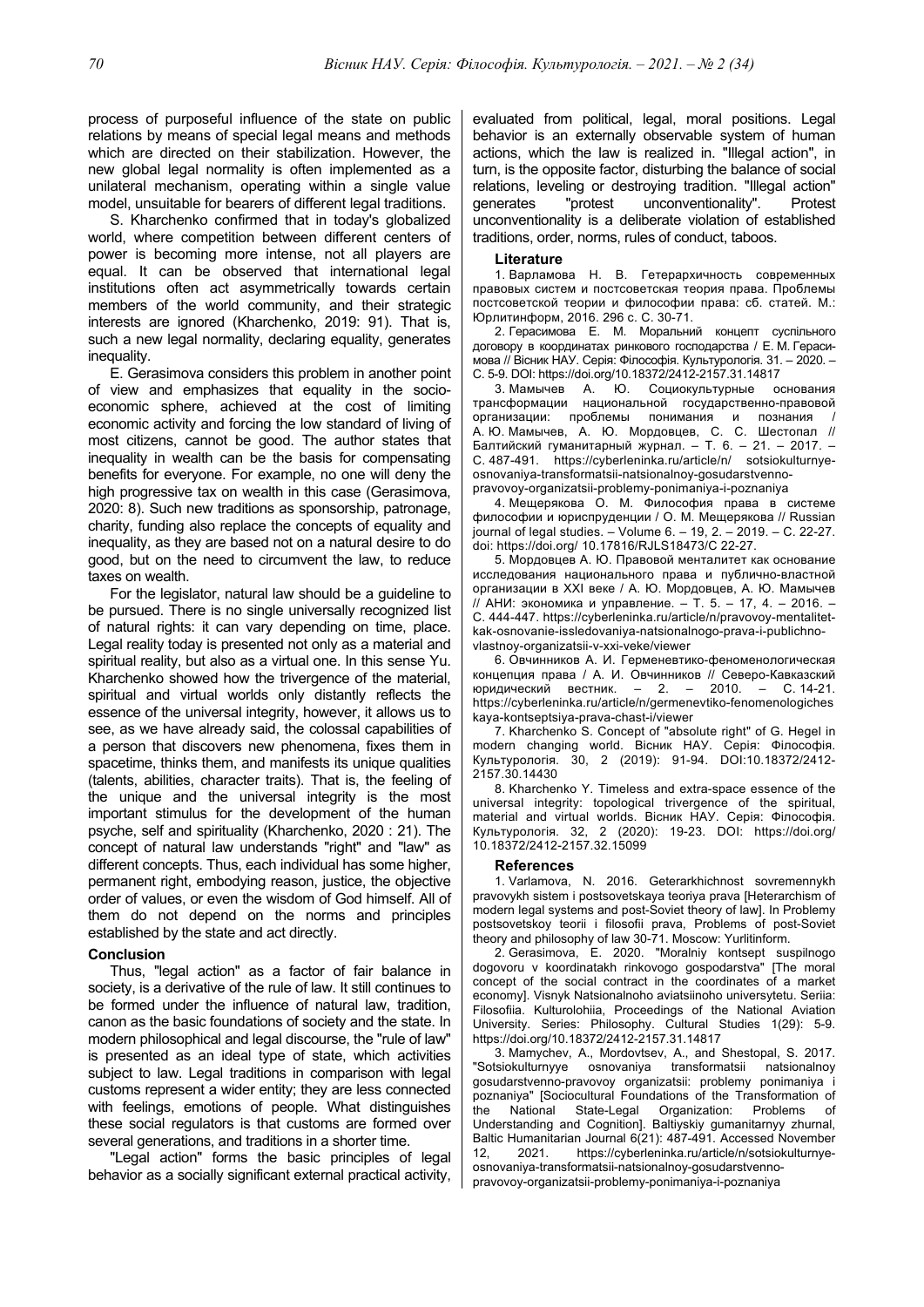process of purposeful influence of the state on public relations by means of special legal means and methods which are directed on their stabilization. However, the new global legal normality is often implemented as a unilateral mechanism, operating within a single value model, unsuitable for bearers of different legal traditions.

S. Kharchenko confirmed that in today's globalized world, where competition between different centers of power is becoming more intense, not all players are equal. It can be observed that international legal institutions often act asymmetrically towards certain members of the world community, and their strategic interests are ignored (Kharchenko, 2019: 91). That is, such a new legal normality, declaring equality, generates inequality.

E. Gerasimova considers this problem in another point of view and emphasizes that equality in the socio-economic sphere, achieved at the cost of limiting economic activity and forcing the low standard of living of most citizens, cannot be good. The author states that inequality in wealth can be the basis for compensating benefits for everyone. For example, no one will deny the high progressive tax on wealth in this case (Gerasimova, 2020: 8). Such new traditions as sponsorship, patronage, charity, funding also replace the concepts of equality and inequality, as they are based not on a natural desire to do good, but on the need to circumvent the law, to reduce taxes on wealth.

For the legislator, natural law should be a guideline to be pursued. There is no single universally recognized list of natural rights: it can vary depending on time, place. Legal reality today is presented not only as a material and spiritual reality, but also as a virtual one. In this sense Yu. Kharchenko showed how the trivergence of the material, spiritual and virtual worlds only distantly reflects the essence of the universal integrity, however, it allows us to see, as we have already said, the colossal capabilities of a person that discovers new phenomena, fixes them in spacetime, thinks them, and manifests its unique qualities (talents, abilities, character traits). That is, the feeling of the unique and the universal integrity is the most important stimulus for the development of the human psyche, self and spirituality (Kharchenko, 2020 : 21). The concept of natural law understands "right" and "law" as different concepts. Thus, each individual has some higher, permanent right, embodying reason, justice, the objective order of values, or even the wisdom of God himself. All of them do not depend on the norms and principles established by the state and act directly.

### Conclusion

Thus, "legal action" as a factor of fair balance in society, is a derivative of the rule of law. It still continues to be formed under the influence of natural law, tradition, canon as the basic foundations of society and the state. In modern philosophical and legal discourse, the "rule of law" is presented as an ideal type of state, which activities subject to law. Legal traditions in comparison with legal customs represent a wider entity; they are less connected with feelings, emotions of people. What distinguishes these social regulators is that customs are formed over several generations, and traditions in a shorter time.

"Legal action" forms the basic principles of legal behavior as a socially significant external practical activity, evaluated from political, legal, moral positions. Legal behavior is an externally observable system of human actions, which the law is realized in. "Illegal action", in turn, is the opposite factor, disturbing the balance of social relations, leveling or destroying tradition. "Illegal action" generates "protest unconventionality". Protest unconventionality is a deliberate violation of established traditions, order, norms, rules of conduct, taboos.

### Literature

1. Варламова Н. В. Гетерархичность современных правовых систем и постсоветская теория права. Проблемы постсоветской теории и философии права: сб. статей. М.: Юрлитинформ, 2016. 296 с. С. 30-71.
2. Герасимова Е. М. Моральний концепт суспільного договору в координатах ринкового господарства / Е. М. Герасимова // Вісник НАУ. Серія: Філософія. Культурологія. 31. – 2020. – С. 5-9. DOI: https://doi.org/10.18372/2412-2157.31.14817
3. Мамычев А. Ю. Социокультурные основания трансформации национальной государственно-правовой организации: проблемы понимания и познания / А. Ю. Мамычев, А. Ю. Мордовцев, С. С. Шестопал // Балтийский гуманитарный журнал. – Т. 6. – 21. – 2017. – С. 487-491. https://cyberleninka.ru/article/n/ sotsiokulturnye-osnovaniya-transformatsii-natsionalnoy-gosudarstvenno-pravovoy-organizatsii-problemy-ponimaniya-i-poznaniya
4. Мещерякова О. М. Философия права в системе философии и юриспруденции / О. М. Мещерякова // Russian journal of legal studies. – Volume 6. – 19, 2. – 2019. – С. 22-27. doi: https://doi.org/ 10.17816/RJLS18473/C 22-27.
5. Мордовцев А. Ю. Правовой менталитет как основание исследования национального права и публично-властной организации в XXI веке / А. Ю. Мордовцев, А. Ю. Мамычев // АНИ: экономика и управление. – Т. 5. – 17, 4. – 2016. – С. 444-447. https://cyberleninka.ru/article/n/pravovoy-mentalitet-kak-osnovanie-issledovaniya-natsionalnogo-prava-i-publichno-vlastnoy-organizatsii-v-xxi-veke/viewer
6. Овчинников А. И. Герменевтико-феноменологическая концепция права / А. И. Овчинников // Северо-Кавказский юридический вестник. – 2. – 2010. – С. 14-21. https://cyberleninka.ru/article/n/germenevtiko-fenomenologicheskaya-kontseptsiya-prava-chast-i/viewer
7. Kharchenko S. Concept of "absolute right" of G. Hegel in modern changing world. Вісник НАУ. Серія: Філософія. Культурологія. 30, 2 (2019): 91-94. DOI:10.18372/2412-2157.30.14430
8. Kharchenko Y. Timeless and extra-space essence of the universal integrity: topological trivergence of the spiritual, material and virtual worlds. Вісник НАУ. Серія: Філософія. Культурологія. 32, 2 (2020): 19-23. DOI: https://doi.org/ 10.18372/2412-2157.32.15099

### References

1. Varlamova, N. 2016. Geterarkhichnost sovremennykh pravovykh sistem i postsovetskaya teoriya prava [Heterarchism of modern legal systems and post-Soviet theory of law]. In Problemy postsovetskoy teorii i filosofii prava, Problems of post-Soviet theory and philosophy of law 30-71. Moscow: Yurlitinform.
2. Gerasimova, E. 2020. "Moralniy kontsept suspilnogo dogovoru v koordinatakh rinkovogo gospodarstva" [The moral concept of the social contract in the coordinates of a market economy]. Visnyk Natsionalnoho aviatsiinoho universytetu. Seriia: Filosofiia. Kulturolohiia, Proceedings of the National Aviation University. Series: Philosophy. Cultural Studies 1(29): 5-9. https://doi.org/10.18372/2412-2157.31.14817
3. Mamychev, A., Mordovtsev, A., and Shestopal, S. 2017. "Sotsiokulturnyye osnovaniya transformatsii natsionalnoy gosudarstvenno-pravovoy organizatsii: problemy ponimaniya i poznaniya" [Sociocultural Foundations of the Transformation of the National State-Legal Organization: Problems of Understanding and Cognition]. Baltiyskiy gumanitarnyy zhurnal, Baltic Humanitarian Journal 6(21): 487-491. Accessed November 12, 2021. https://cyberleninka.ru/article/n/sotsiokulturnye-osnovaniya-transformatsii-natsionalnoy-gosudarstvenno-pravovoy-organizatsii-problemy-ponimaniya-i-poznaniya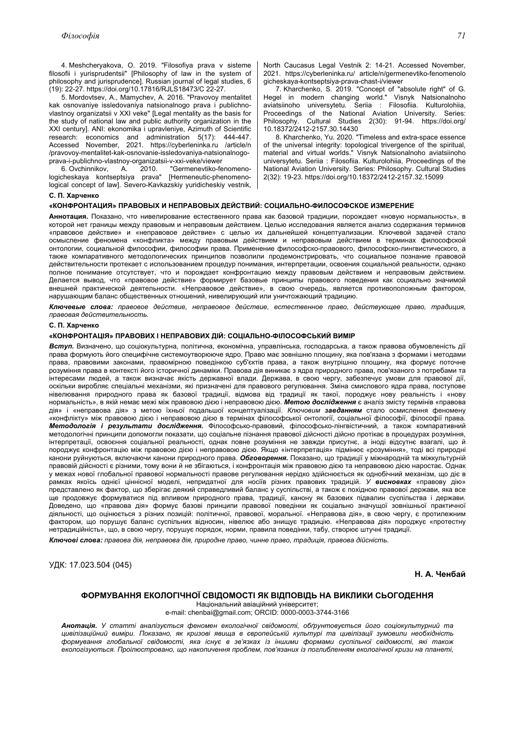4. Meshcheryakova, O. 2019. "Filosofiya prava v sisteme filosofii i yurisprudentsii" [Philosophy of law in the system of philosophy and jurisprudence]. Russian journal of legal studies, 6 (19): 22-27. https://doi.org/10.17816/RJLS18473/C 22-27.

5. Mordovtsev, A., Mamychev, A. 2016. "Pravovoy mentalitet kak osnovaniye issledovaniya natsionalnogo prava i publichno-vlastnoy organizatsii v XXI veke" [Legal mentality as the basis for the study of national law and public authority organization in the XXI century]. ANI: ekonomika i upravleniye, Azimuth of Scientific research: economics and administration 5(17): 444-447. Accessed November, 2021. https://cyberleninka.ru /article/n /pravovoy-mentalitet-kak-osnovanie-issledovaniya-natsionalnogo-prava-i-publichno-vlastnoy-organizatsii-v-xxi-veke/viewer

6. Ovchinnikov, A. 2010. "Germenevtiko-fenomenologicheskaya kontseptsiya prava" [Hermeneutic-phenomenological concept of law]. Severo-Kavkazskiy yuridicheskiy vestnik, North Caucasus Legal Vestnik 2: 14-21. Accessed November, 2021. https://cyberleninka.ru/ article/n/germenevtiko-fenomenologicheskaya-kontseptsiya-prava-chast-i/viewer

7. Kharchenko, S. 2019. "Concept of "absolute right" of G. Hegel in modern changing world." Visnyk Natsionalnoho aviatsiinoho universytetu. Seriia : Filosofiia. Kulturolohiia, Proceedings of the National Aviation University. Series: Philosophy. Cultural Studies 2(30): 91-94. https://doi.org/ 10.18372/2412-2157.30.14430

8. Kharchenko, Yu. 2020. "Timeless and extra-space essence of the universal integrity: topological trivergence of the spiritual, material and virtual worlds." Visnyk Natsionalnoho aviatsiinoho universytetu. Seriia : Filosofiia. Kulturolohiia, Proceedings of the National Aviation University. Series: Philosophy. Cultural Studies 2(32): 19-23. https://doi.org/10.18372/2412-2157.32.15099

**С. П. Харченко**

**«КОНФРОНТАЦИЯ» ПРАВОВЫХ И НЕПРАВОВЫХ ДЕЙСТВИЙ: СОЦИАЛЬНО-ФИЛОСОФСКОЕ ИЗМЕРЕНИЕ**

**Аннотация.** Показано, что нивелирование естественного права как базовой традиции, порождает «новую нормальность», в которой нет границы между правовым и неправовым действием. Целью исследования является анализ содержания терминов «правовое действие» и «неправовое действие» с целью их дальнейшей концептуализации. Ключевой задачей стало осмысление феномена «конфликта» между правовым действием и неправовым действием в терминах философской онтологии, социальной философии, философии права. Применение философско-правового, философско-лингвистического, а также компаративного методологических принципов позволили продемонстрировать, что социальное познание правовой действительности протекает с использованием процедур понимания, интерпретации, освоения социальной реальности, однако полное понимание отсутствует, что и порождает конфронтацию между правовым действием и неправовым действием. Делается вывод, что «правовое действие» формирует базовые принципы правового поведения как социально значимой внешней практической деятельности. «Неправовое действие», в свою очередь, является противоположным фактором, нарушающим баланс общественных отношений, нивелирующий или уничтожающий традицию.

***Ключевые слова:*** *правовое действие, неправовое действие, естественное право, действующее право, традиция, правовая действительность.*

**С. П. Харченко**

**«КОНФРОНТАЦІЯ» ПРАВОВИХ І НЕПРАВОВИХ ДІЙ: СОЦІАЛЬНО-ФІЛОСОФСЬКИЙ ВИМІР**

***Вступ.*** Визначено, що соціокультурна, політична, економічна, управлінська, господарська, а також правова обумовленість дії права формують його специфічне системоутворююче ядро. Право має зовнішню площину, яка пов'язана з формами і методами права, правовими законами, правомірною поведінкою суб'єктів права, а також внутрішню площину, яка формує поточне розуміння права в контексті його історичної динаміки. Правова дія виникає з ядра природного права, пов'язаного з потребами та інтересами людей, а також визначає якість державної влади. Держава, в свою чергу, забезпечує умови для правової дії, оскільки виробляє спеціальні механізми, які призначені для правового регулювання. Зміна смислового ядра права, поступове нівелювання природного права як базової традиції, відмова від традиції як такої, породжує нову реальність і «нову нормальність», в якій немає межі між правовою дією і неправовою дією. ***Метою дослідження*** є аналіз змісту термінів «правова дія» і «неправова дія» з метою їхньої подальшої концептуалізації. *Ключовим* ***завданням*** стало осмислення феномену «конфлікту» між правовою дією і неправовою дією в термінах філософської онтології, соціальної філософії, філософії права. ***Методологія і результати дослідження.*** Філософсько-правовий, філософсько-лінгвістичний, а також компаративний методологічні принципи допомогли показати, що соціальне пізнання правової дійсності дійсно протікає в процедурах розуміння, інтерпретації, освоєння соціальної реальності, однак повне розуміння не завжди присутнє, а іноді відсутнє взагалі, що й породжує конфронтацію між правовою дією і неправовою дією. Якщо «інтерпретація» підмінює «розуміння», тоді всі природні канони руйнуються, включаючи канони природного права. ***Обговорення.*** Показано, що традиції у міжнародній та міжкультурній правовій дійсності є різними, тому вони й не збігаються, і конфронтація між правовою дією та неправовою дією наростає. Однак у межах нової глобальної правової нормальності правове регулювання нерідко здійснюється як однобічний механізм, що діє в рамках якоїсь однієї ціннісної моделі, непридатної для носіїв різних правових традицій. *У* ***висновках*** «правову дію» представлено як фактор, що зберігає деякий справедливий баланс у суспільстві, а також є похідною правової держави, яка все ще продовжує формуватися під впливом природного права, традиції, канону як базових підвалин суспільства і держави. Доведено, що «правова дія» формує базові принципи правової поведінки як соціально значущої зовнішньої практичної діяльності, що оцінюється з різних позицій: політичної, правової, моральної. «Неправова дія», в свою чергу, є протилежним фактором, що порушує баланс суспільних відносин, нівелює або знищує традицію. «Неправова дія» породжує «протестну нетрадиційність», що, в свою чергу, порушує порядок, норми, правила поведінки, табу, створює штучні традиції.

***Ключові слова:*** *правова дія, неправова дія, природне право, чинне право, традиція, правова дійсність.*

УДК: 17.023.504 (045)

**Н. А. Ченбай**

## ФОРМУВАННЯ ЕКОЛОГІЧНОЇ СВІДОМОСТІ ЯК ВІДПОВІДЬ НА ВИКЛИКИ СЬОГОДЕННЯ

Національний авіаційний університет;
e-mail: chenbai@gmail.com; ORCID: 0000-0003-3744-3166

***Анотація.*** *У статті аналізується феномен екологічної свідомості, обґрунтовується його соціокультурний та цивілізаційний виміри. Показано, як кризові явища в європейській культурі та цивілізації зумовили необхідність формування глобальної свідомості, яка існує в зв'язках із іншими формами суспільної свідомості, які також екологізуються. Проілюстровано, що накопичення проблем, пов'язаних із поглибленням екологічної кризи на планеті,*